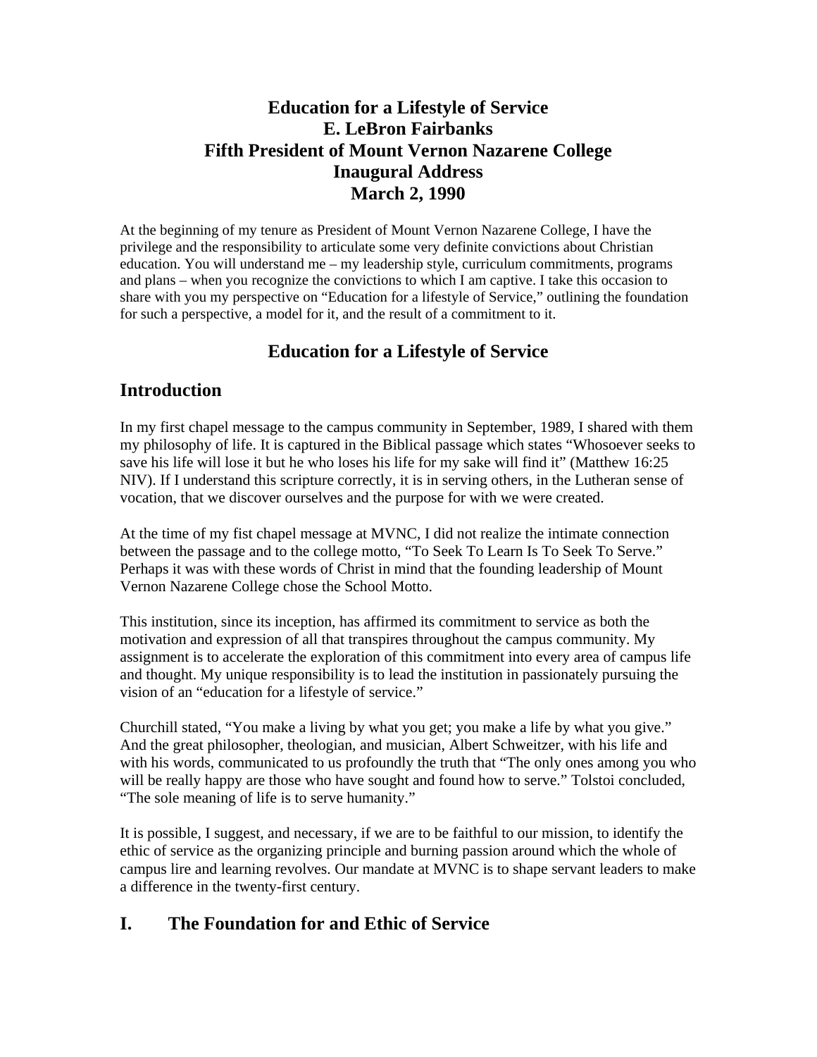# Education for a Lifestyle of Service
# E. LeBron Fairbanks
# Fifth President of Mount Vernon Nazarene College
# Inaugural Address
# March 2, 1990

At the beginning of my tenure as President of Mount Vernon Nazarene College, I have the privilege and the responsibility to articulate some very definite convictions about Christian education. You will understand me – my leadership style, curriculum commitments, programs and plans – when you recognize the convictions to which I am captive. I take this occasion to share with you my perspective on "Education for a lifestyle of Service," outlining the foundation for such a perspective, a model for it, and the result of a commitment to it.

## Education for a Lifestyle of Service

## Introduction

In my first chapel message to the campus community in September, 1989, I shared with them my philosophy of life. It is captured in the Biblical passage which states "Whosoever seeks to save his life will lose it but he who loses his life for my sake will find it" (Matthew 16:25 NIV). If I understand this scripture correctly, it is in serving others, in the Lutheran sense of vocation, that we discover ourselves and the purpose for with we were created.

At the time of my fist chapel message at MVNC, I did not realize the intimate connection between the passage and to the college motto, "To Seek To Learn Is To Seek To Serve." Perhaps it was with these words of Christ in mind that the founding leadership of Mount Vernon Nazarene College chose the School Motto.

This institution, since its inception, has affirmed its commitment to service as both the motivation and expression of all that transpires throughout the campus community. My assignment is to accelerate the exploration of this commitment into every area of campus life and thought. My unique responsibility is to lead the institution in passionately pursuing the vision of an "education for a lifestyle of service."

Churchill stated, "You make a living by what you get; you make a life by what you give." And the great philosopher, theologian, and musician, Albert Schweitzer, with his life and with his words, communicated to us profoundly the truth that "The only ones among you who will be really happy are those who have sought and found how to serve." Tolstoi concluded, "The sole meaning of life is to serve humanity."

It is possible, I suggest, and necessary, if we are to be faithful to our mission, to identify the ethic of service as the organizing principle and burning passion around which the whole of campus lire and learning revolves. Our mandate at MVNC is to shape servant leaders to make a difference in the twenty-first century.

## I. The Foundation for and Ethic of Service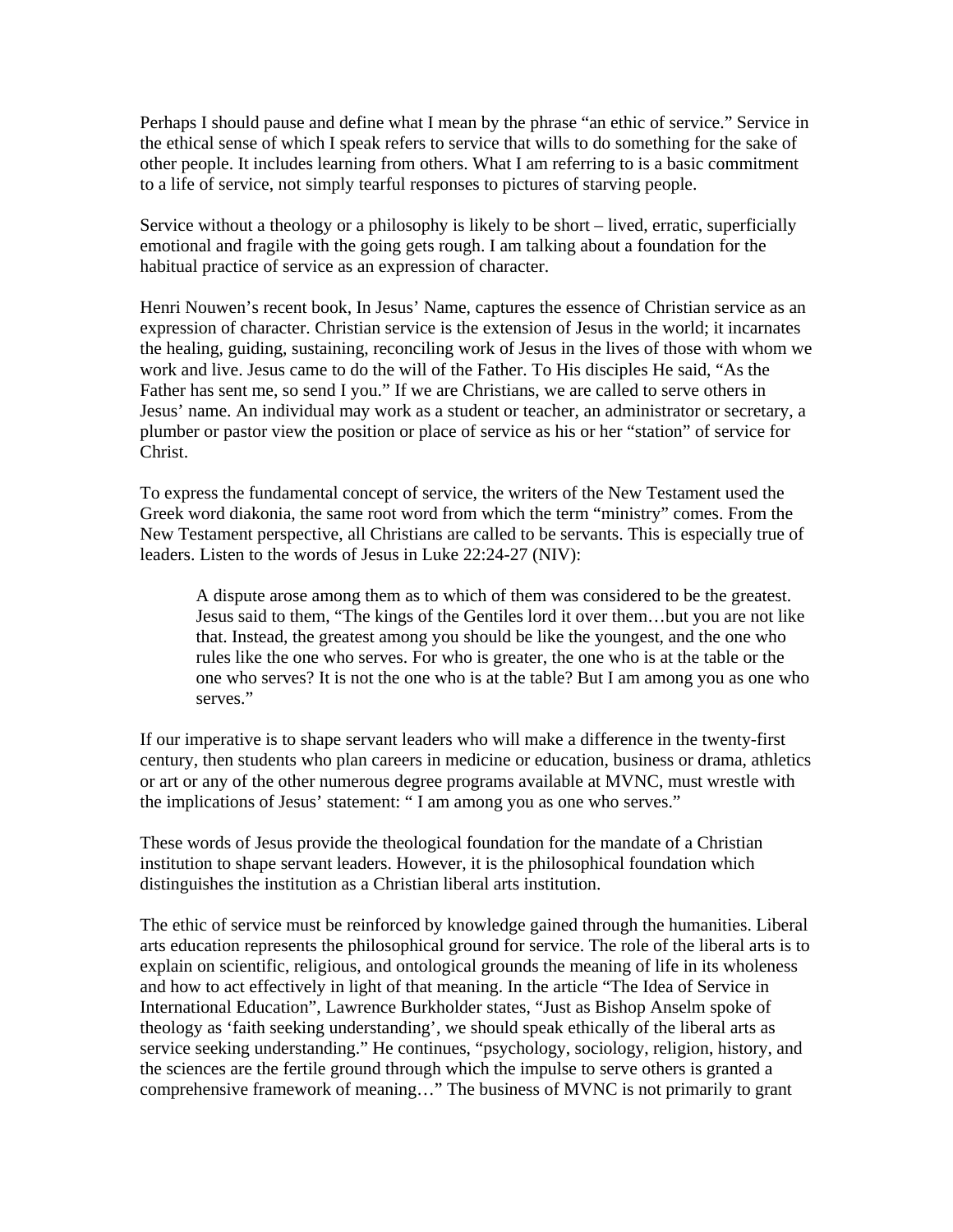Perhaps I should pause and define what I mean by the phrase "an ethic of service." Service in the ethical sense of which I speak refers to service that wills to do something for the sake of other people. It includes learning from others. What I am referring to is a basic commitment to a life of service, not simply tearful responses to pictures of starving people.

Service without a theology or a philosophy is likely to be short – lived, erratic, superficially emotional and fragile with the going gets rough. I am talking about a foundation for the habitual practice of service as an expression of character.

Henri Nouwen's recent book, In Jesus' Name, captures the essence of Christian service as an expression of character. Christian service is the extension of Jesus in the world; it incarnates the healing, guiding, sustaining, reconciling work of Jesus in the lives of those with whom we work and live. Jesus came to do the will of the Father. To His disciples He said, "As the Father has sent me, so send I you." If we are Christians, we are called to serve others in Jesus' name. An individual may work as a student or teacher, an administrator or secretary, a plumber or pastor view the position or place of service as his or her "station" of service for Christ.

To express the fundamental concept of service, the writers of the New Testament used the Greek word diakonia, the same root word from which the term "ministry" comes. From the New Testament perspective, all Christians are called to be servants. This is especially true of leaders. Listen to the words of Jesus in Luke 22:24-27 (NIV):

> A dispute arose among them as to which of them was considered to be the greatest. Jesus said to them, "The kings of the Gentiles lord it over them…but you are not like that. Instead, the greatest among you should be like the youngest, and the one who rules like the one who serves. For who is greater, the one who is at the table or the one who serves? It is not the one who is at the table? But I am among you as one who serves."

If our imperative is to shape servant leaders who will make a difference in the twenty-first century, then students who plan careers in medicine or education, business or drama, athletics or art or any of the other numerous degree programs available at MVNC, must wrestle with the implications of Jesus' statement: " I am among you as one who serves."

These words of Jesus provide the theological foundation for the mandate of a Christian institution to shape servant leaders. However, it is the philosophical foundation which distinguishes the institution as a Christian liberal arts institution.

The ethic of service must be reinforced by knowledge gained through the humanities. Liberal arts education represents the philosophical ground for service. The role of the liberal arts is to explain on scientific, religious, and ontological grounds the meaning of life in its wholeness and how to act effectively in light of that meaning. In the article "The Idea of Service in International Education", Lawrence Burkholder states, "Just as Bishop Anselm spoke of theology as 'faith seeking understanding', we should speak ethically of the liberal arts as service seeking understanding." He continues, "psychology, sociology, religion, history, and the sciences are the fertile ground through which the impulse to serve others is granted a comprehensive framework of meaning…" The business of MVNC is not primarily to grant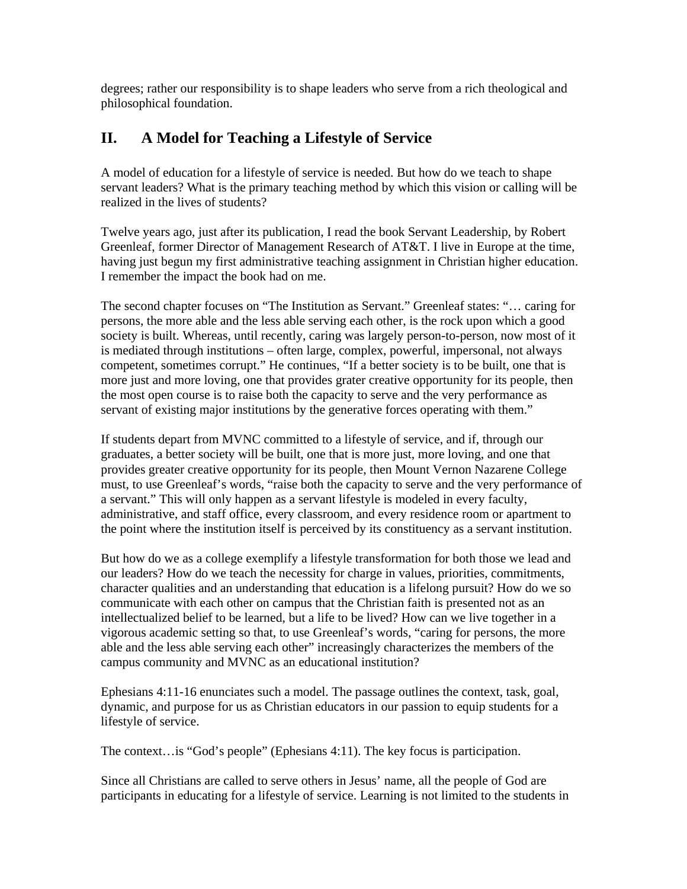degrees; rather our responsibility is to shape leaders who serve from a rich theological and philosophical foundation.

## II. A Model for Teaching a Lifestyle of Service

A model of education for a lifestyle of service is needed. But how do we teach to shape servant leaders? What is the primary teaching method by which this vision or calling will be realized in the lives of students?

Twelve years ago, just after its publication, I read the book Servant Leadership, by Robert Greenleaf, former Director of Management Research of AT&T. I live in Europe at the time, having just begun my first administrative teaching assignment in Christian higher education. I remember the impact the book had on me.

The second chapter focuses on "The Institution as Servant." Greenleaf states: "… caring for persons, the more able and the less able serving each other, is the rock upon which a good society is built. Whereas, until recently, caring was largely person-to-person, now most of it is mediated through institutions – often large, complex, powerful, impersonal, not always competent, sometimes corrupt." He continues, "If a better society is to be built, one that is more just and more loving, one that provides grater creative opportunity for its people, then the most open course is to raise both the capacity to serve and the very performance as servant of existing major institutions by the generative forces operating with them."

If students depart from MVNC committed to a lifestyle of service, and if, through our graduates, a better society will be built, one that is more just, more loving, and one that provides greater creative opportunity for its people, then Mount Vernon Nazarene College must, to use Greenleaf's words, "raise both the capacity to serve and the very performance of a servant." This will only happen as a servant lifestyle is modeled in every faculty, administrative, and staff office, every classroom, and every residence room or apartment to the point where the institution itself is perceived by its constituency as a servant institution.

But how do we as a college exemplify a lifestyle transformation for both those we lead and our leaders? How do we teach the necessity for charge in values, priorities, commitments, character qualities and an understanding that education is a lifelong pursuit? How do we so communicate with each other on campus that the Christian faith is presented not as an intellectualized belief to be learned, but a life to be lived? How can we live together in a vigorous academic setting so that, to use Greenleaf's words, "caring for persons, the more able and the less able serving each other" increasingly characterizes the members of the campus community and MVNC as an educational institution?

Ephesians 4:11-16 enunciates such a model. The passage outlines the context, task, goal, dynamic, and purpose for us as Christian educators in our passion to equip students for a lifestyle of service.

The context…is "God's people" (Ephesians 4:11). The key focus is participation.

Since all Christians are called to serve others in Jesus' name, all the people of God are participants in educating for a lifestyle of service. Learning is not limited to the students in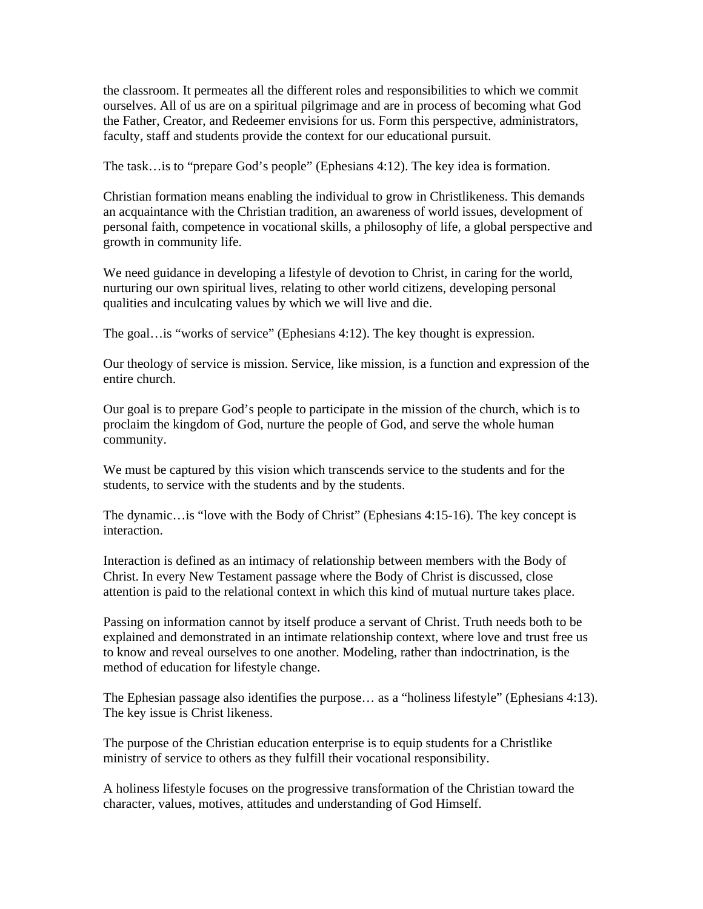the classroom. It permeates all the different roles and responsibilities to which we commit ourselves. All of us are on a spiritual pilgrimage and are in process of becoming what God the Father, Creator, and Redeemer envisions for us. Form this perspective, administrators, faculty, staff and students provide the context for our educational pursuit.

The task…is to "prepare God's people" (Ephesians 4:12). The key idea is formation.

Christian formation means enabling the individual to grow in Christlikeness. This demands an acquaintance with the Christian tradition, an awareness of world issues, development of personal faith, competence in vocational skills, a philosophy of life, a global perspective and growth in community life.

We need guidance in developing a lifestyle of devotion to Christ, in caring for the world, nurturing our own spiritual lives, relating to other world citizens, developing personal qualities and inculcating values by which we will live and die.

The goal…is "works of service" (Ephesians 4:12). The key thought is expression.

Our theology of service is mission. Service, like mission, is a function and expression of the entire church.

Our goal is to prepare God's people to participate in the mission of the church, which is to proclaim the kingdom of God, nurture the people of God, and serve the whole human community.

We must be captured by this vision which transcends service to the students and for the students, to service with the students and by the students.

The dynamic…is "love with the Body of Christ" (Ephesians 4:15-16). The key concept is interaction.

Interaction is defined as an intimacy of relationship between members with the Body of Christ. In every New Testament passage where the Body of Christ is discussed, close attention is paid to the relational context in which this kind of mutual nurture takes place.

Passing on information cannot by itself produce a servant of Christ. Truth needs both to be explained and demonstrated in an intimate relationship context, where love and trust free us to know and reveal ourselves to one another. Modeling, rather than indoctrination, is the method of education for lifestyle change.

The Ephesian passage also identifies the purpose… as a "holiness lifestyle" (Ephesians 4:13). The key issue is Christ likeness.

The purpose of the Christian education enterprise is to equip students for a Christlike ministry of service to others as they fulfill their vocational responsibility.

A holiness lifestyle focuses on the progressive transformation of the Christian toward the character, values, motives, attitudes and understanding of God Himself.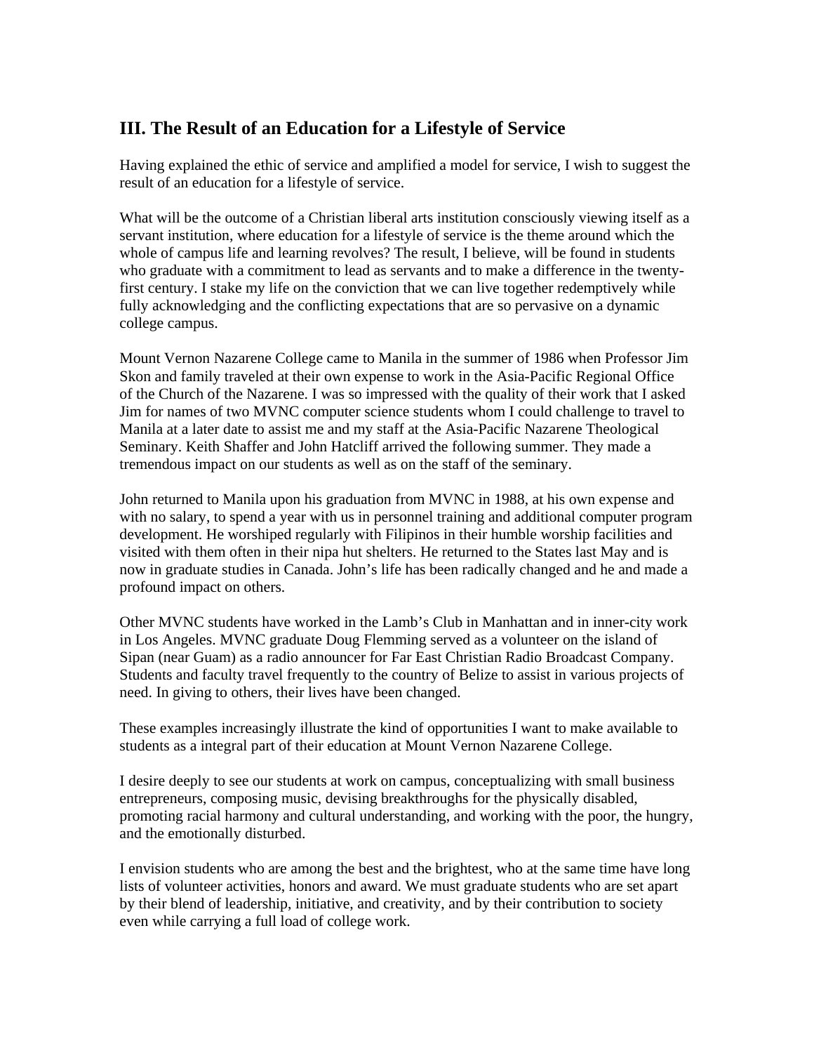## III. The Result of an Education for a Lifestyle of Service

Having explained the ethic of service and amplified a model for service, I wish to suggest the result of an education for a lifestyle of service.

What will be the outcome of a Christian liberal arts institution consciously viewing itself as a servant institution, where education for a lifestyle of service is the theme around which the whole of campus life and learning revolves? The result, I believe, will be found in students who graduate with a commitment to lead as servants and to make a difference in the twenty-first century. I stake my life on the conviction that we can live together redemptively while fully acknowledging and the conflicting expectations that are so pervasive on a dynamic college campus.

Mount Vernon Nazarene College came to Manila in the summer of 1986 when Professor Jim Skon and family traveled at their own expense to work in the Asia-Pacific Regional Office of the Church of the Nazarene. I was so impressed with the quality of their work that I asked Jim for names of two MVNC computer science students whom I could challenge to travel to Manila at a later date to assist me and my staff at the Asia-Pacific Nazarene Theological Seminary. Keith Shaffer and John Hatcliff arrived the following summer. They made a tremendous impact on our students as well as on the staff of the seminary.

John returned to Manila upon his graduation from MVNC in 1988, at his own expense and with no salary, to spend a year with us in personnel training and additional computer program development. He worshiped regularly with Filipinos in their humble worship facilities and visited with them often in their nipa hut shelters. He returned to the States last May and is now in graduate studies in Canada. John's life has been radically changed and he and made a profound impact on others.

Other MVNC students have worked in the Lamb's Club in Manhattan and in inner-city work in Los Angeles. MVNC graduate Doug Flemming served as a volunteer on the island of Sipan (near Guam) as a radio announcer for Far East Christian Radio Broadcast Company. Students and faculty travel frequently to the country of Belize to assist in various projects of need. In giving to others, their lives have been changed.

These examples increasingly illustrate the kind of opportunities I want to make available to students as a integral part of their education at Mount Vernon Nazarene College.

I desire deeply to see our students at work on campus, conceptualizing with small business entrepreneurs, composing music, devising breakthroughs for the physically disabled, promoting racial harmony and cultural understanding, and working with the poor, the hungry, and the emotionally disturbed.

I envision students who are among the best and the brightest, who at the same time have long lists of volunteer activities, honors and award. We must graduate students who are set apart by their blend of leadership, initiative, and creativity, and by their contribution to society even while carrying a full load of college work.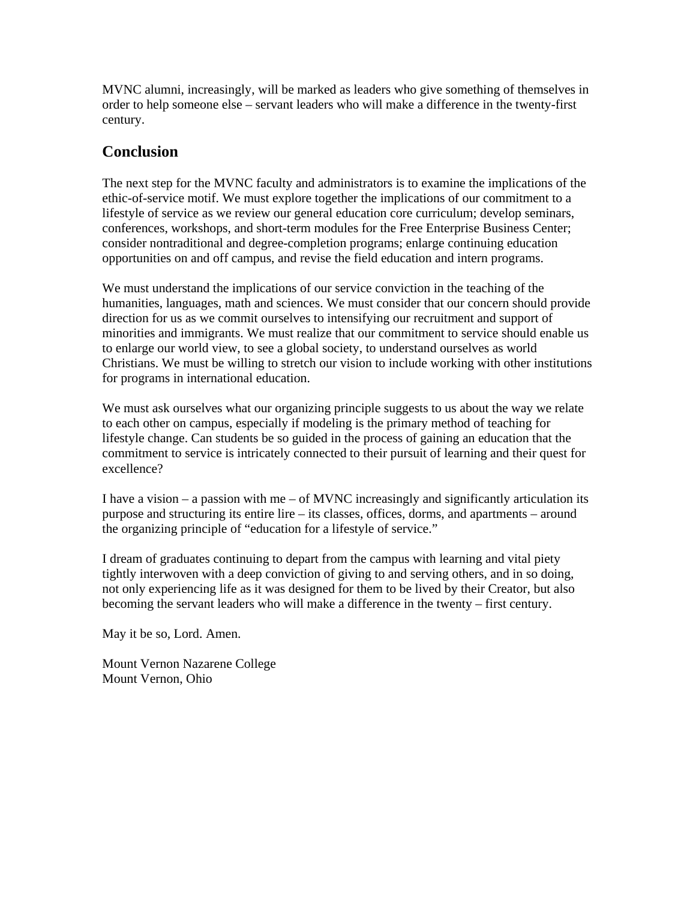MVNC alumni, increasingly, will be marked as leaders who give something of themselves in order to help someone else – servant leaders who will make a difference in the twenty-first century.

## Conclusion

The next step for the MVNC faculty and administrators is to examine the implications of the ethic-of-service motif. We must explore together the implications of our commitment to a lifestyle of service as we review our general education core curriculum; develop seminars, conferences, workshops, and short-term modules for the Free Enterprise Business Center; consider nontraditional and degree-completion programs; enlarge continuing education opportunities on and off campus, and revise the field education and intern programs.

We must understand the implications of our service conviction in the teaching of the humanities, languages, math and sciences. We must consider that our concern should provide direction for us as we commit ourselves to intensifying our recruitment and support of minorities and immigrants. We must realize that our commitment to service should enable us to enlarge our world view, to see a global society, to understand ourselves as world Christians. We must be willing to stretch our vision to include working with other institutions for programs in international education.

We must ask ourselves what our organizing principle suggests to us about the way we relate to each other on campus, especially if modeling is the primary method of teaching for lifestyle change. Can students be so guided in the process of gaining an education that the commitment to service is intricately connected to their pursuit of learning and their quest for excellence?

I have a vision – a passion with me – of MVNC increasingly and significantly articulation its purpose and structuring its entire lire – its classes, offices, dorms, and apartments – around the organizing principle of "education for a lifestyle of service."

I dream of graduates continuing to depart from the campus with learning and vital piety tightly interwoven with a deep conviction of giving to and serving others, and in so doing, not only experiencing life as it was designed for them to be lived by their Creator, but also becoming the servant leaders who will make a difference in the twenty – first century.

May it be so, Lord. Amen.

Mount Vernon Nazarene College
Mount Vernon, Ohio